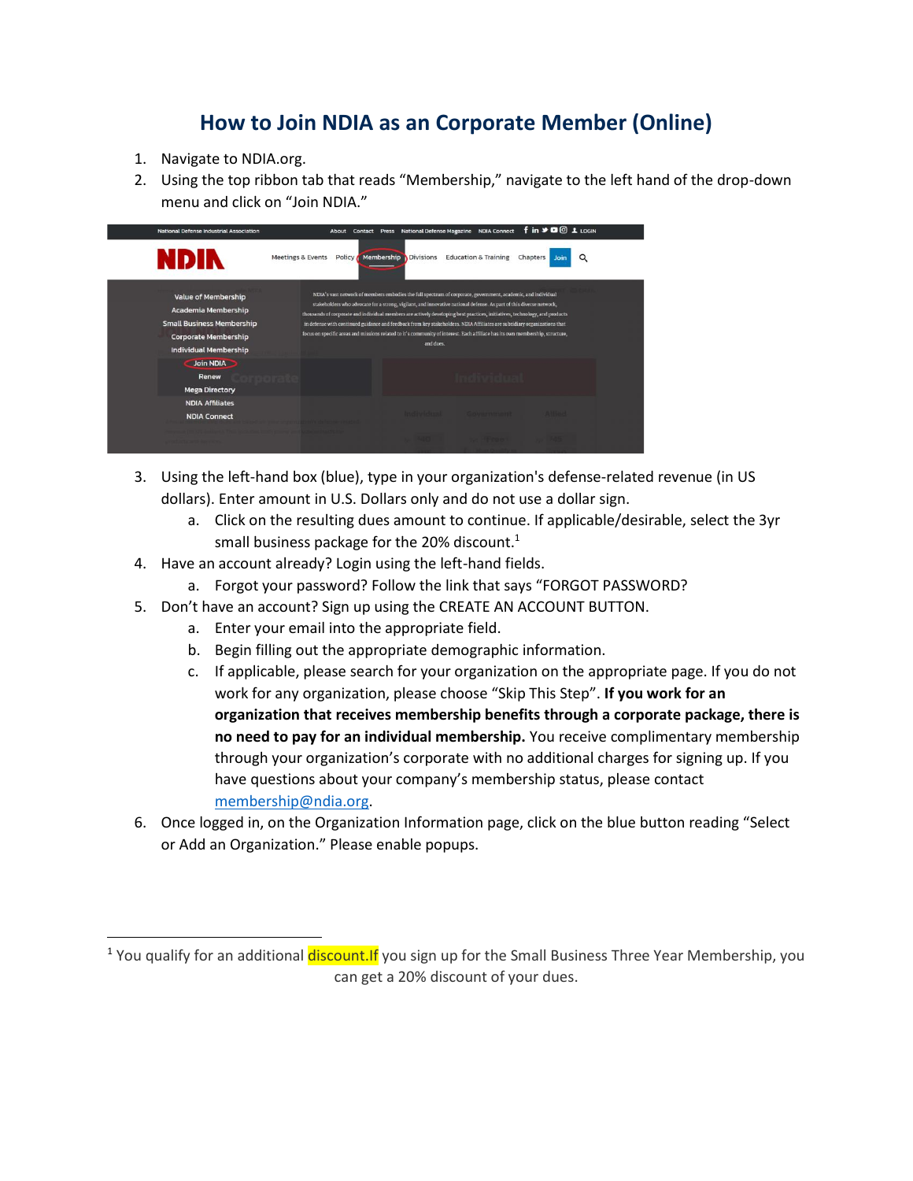# How to Join NDIA as an Corporate Member (Online)

1. Navigate to NDIA.org.
2. Using the top ribbon tab that reads "Membership," navigate to the left hand of the drop-down menu and click on "Join NDIA."
3. Using the left-hand box (blue), type in your organization's defense-related revenue (in US dollars). Enter amount in U.S. Dollars only and do not use a dollar sign.
   a. Click on the resulting dues amount to continue. If applicable/desirable, select the 3yr small business package for the 20% discount.[1]
4. Have an account already? Login using the left-hand fields.
   a. Forgot your password? Follow the link that says "FORGOT PASSWORD?
5. Don't have an account? Sign up using the CREATE AN ACCOUNT BUTTON.
   a. Enter your email into the appropriate field.
   b. Begin filling out the appropriate demographic information.
   c. If applicable, please search for your organization on the appropriate page. If you do not work for any organization, please choose "Skip This Step". **If you work for an organization that receives membership benefits through a corporate package, there is no need to pay for an individual membership.** You receive complimentary membership through your organization's corporate with no additional charges for signing up. If you have questions about your company's membership status, please contact membership@ndia.org.
6. Once logged in, on the Organization Information page, click on the blue button reading "Select or Add an Organization." Please enable popups.

---

[1] You qualify for an additional discount.If you sign up for the Small Business Three Year Membership, you can get a 20% discount of your dues.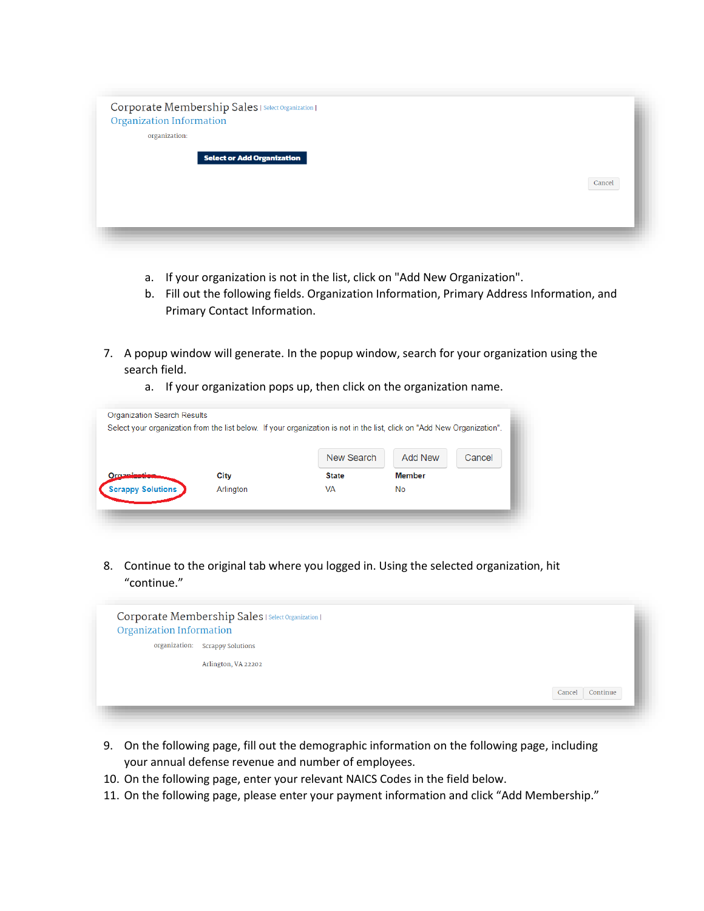Corporate Membership Sales | Select Organization |
Organization Information
organization:
Select or Add Organization
Cancel

a. If your organization is not in the list, click on "Add New Organization".
b. Fill out the following fields. Organization Information, Primary Address Information, and Primary Contact Information.

7. A popup window will generate. In the popup window, search for your organization using the search field.
   a. If your organization pops up, then click on the organization name.

Organization Search Results
Select your organization from the list below. If your organization is not in the list, click on "Add New Organization".

New Search | Add New | Cancel

| Organization | City | State | Member |
|---|---|---|---|
| Scrappy Solutions | Arlington | VA | No |

8. Continue to the original tab where you logged in. Using the selected organization, hit "continue."

Corporate Membership Sales | Select Organization |
Organization Information
organization: Scrappy Solutions
Arlington, VA 22202
Cancel | Continue

9. On the following page, fill out the demographic information on the following page, including your annual defense revenue and number of employees.
10. On the following page, enter your relevant NAICS Codes in the field below.
11. On the following page, please enter your payment information and click "Add Membership."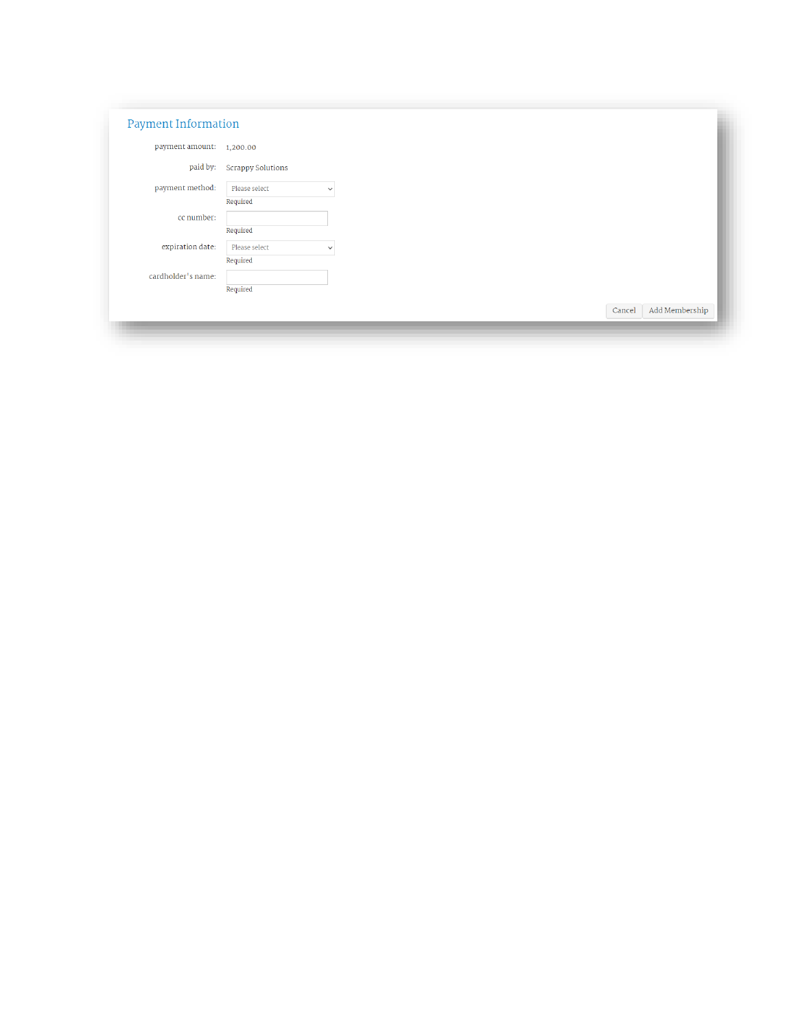## Payment Information

payment amount: 1,200.00

paid by: Scrappy Solutions

payment method: Please select
Required

cc number:
Required

expiration date: Please select
Required

cardholder's name:
Required

Cancel | Add Membership